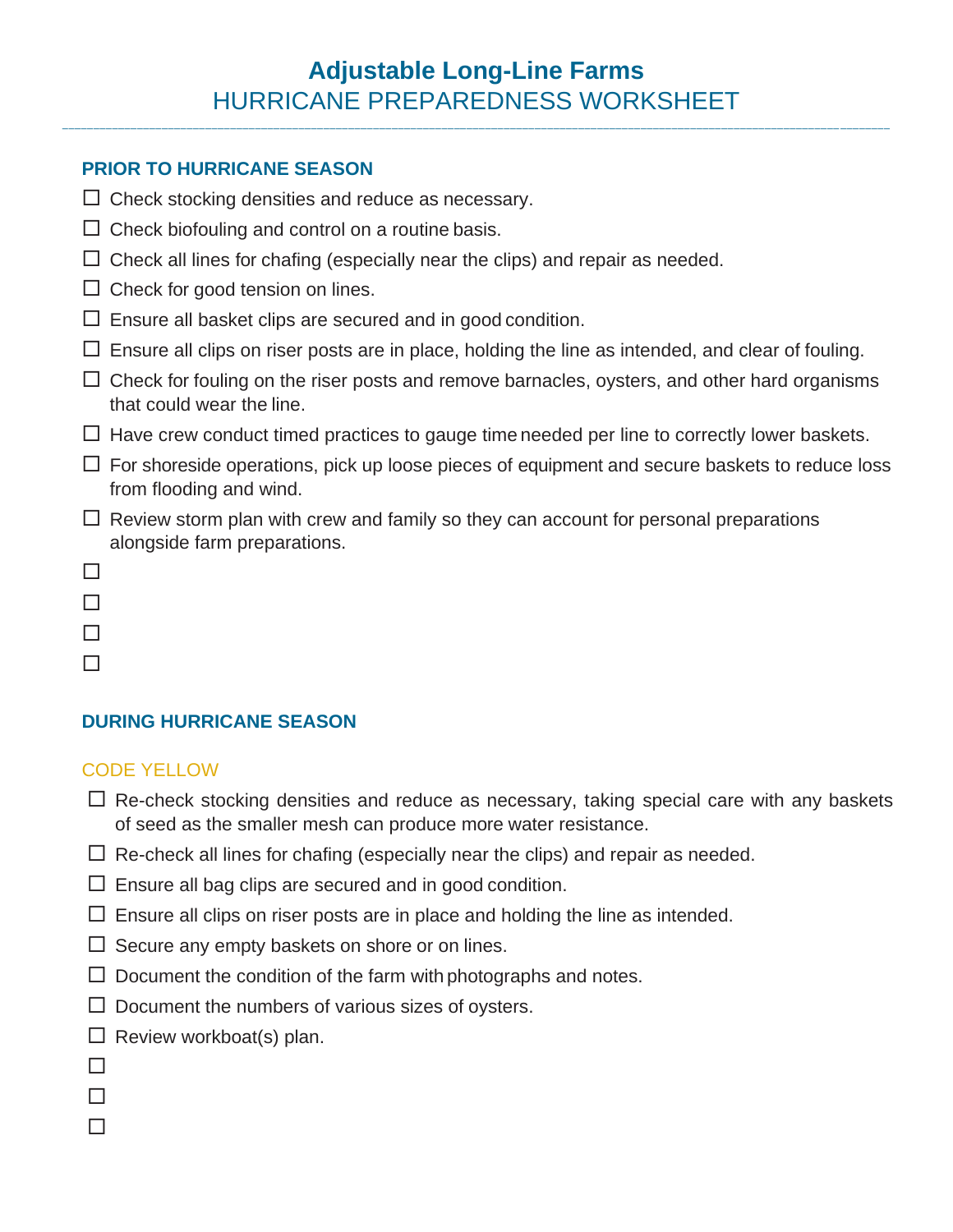# Adjustable Long-Line Farms

## HURRICANE PREPAREDNESS WORKSHEET

---

### PRIOR TO HURRICANE SEASON

- ☐ Check stocking densities and reduce as necessary.
- ☐ Check biofouling and control on a routine basis.
- ☐ Check all lines for chafing (especially near the clips) and repair as needed.
- ☐ Check for good tension on lines.
- ☐ Ensure all basket clips are secured and in good condition.
- ☐ Ensure all clips on riser posts are in place, holding the line as intended, and clear of fouling.
- ☐ Check for fouling on the riser posts and remove barnacles, oysters, and other hard organisms that could wear the line.
- ☐ Have crew conduct timed practices to gauge time needed per line to correctly lower baskets.
- ☐ For shoreside operations, pick up loose pieces of equipment and secure baskets to reduce loss from flooding and wind.
- ☐ Review storm plan with crew and family so they can account for personal preparations alongside farm preparations.
- ☐
- ☐
- ☐
- ☐

### DURING HURRICANE SEASON

#### CODE YELLOW

- ☐ Re-check stocking densities and reduce as necessary, taking special care with any baskets of seed as the smaller mesh can produce more water resistance.
- ☐ Re-check all lines for chafing (especially near the clips) and repair as needed.
- ☐ Ensure all bag clips are secured and in good condition.
- ☐ Ensure all clips on riser posts are in place and holding the line as intended.
- ☐ Secure any empty baskets on shore or on lines.
- ☐ Document the condition of the farm with photographs and notes.
- ☐ Document the numbers of various sizes of oysters.
- ☐ Review workboat(s) plan.
- ☐
- ☐
- ☐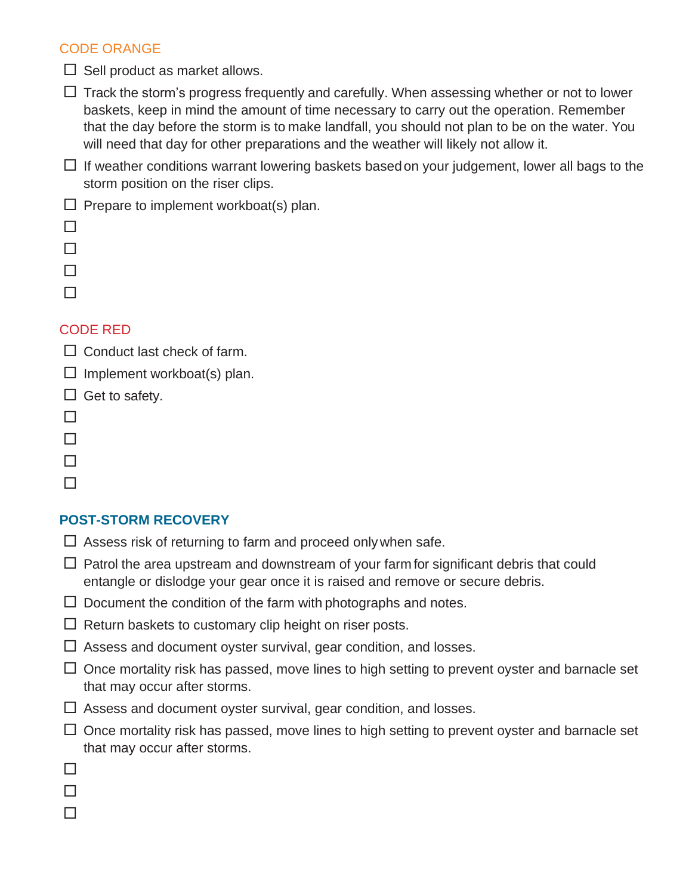## CODE ORANGE

- ☐ Sell product as market allows.
- ☐ Track the storm's progress frequently and carefully. When assessing whether or not to lower baskets, keep in mind the amount of time necessary to carry out the operation. Remember that the day before the storm is to make landfall, you should not plan to be on the water. You will need that day for other preparations and the weather will likely not allow it.
- ☐ If weather conditions warrant lowering baskets based on your judgement, lower all bags to the storm position on the riser clips.
- ☐ Prepare to implement workboat(s) plan.
- ☐
- ☐
- ☐
- ☐

## CODE RED

- ☐ Conduct last check of farm.
- ☐ Implement workboat(s) plan.
- ☐ Get to safety.
- ☐
- ☐
- ☐
- ☐

## POST-STORM RECOVERY

- ☐ Assess risk of returning to farm and proceed only when safe.
- ☐ Patrol the area upstream and downstream of your farm for significant debris that could entangle or dislodge your gear once it is raised and remove or secure debris.
- ☐ Document the condition of the farm with photographs and notes.
- ☐ Return baskets to customary clip height on riser posts.
- ☐ Assess and document oyster survival, gear condition, and losses.
- ☐ Once mortality risk has passed, move lines to high setting to prevent oyster and barnacle set that may occur after storms.
- ☐ Assess and document oyster survival, gear condition, and losses.
- ☐ Once mortality risk has passed, move lines to high setting to prevent oyster and barnacle set that may occur after storms.
- ☐
- ☐
- ☐